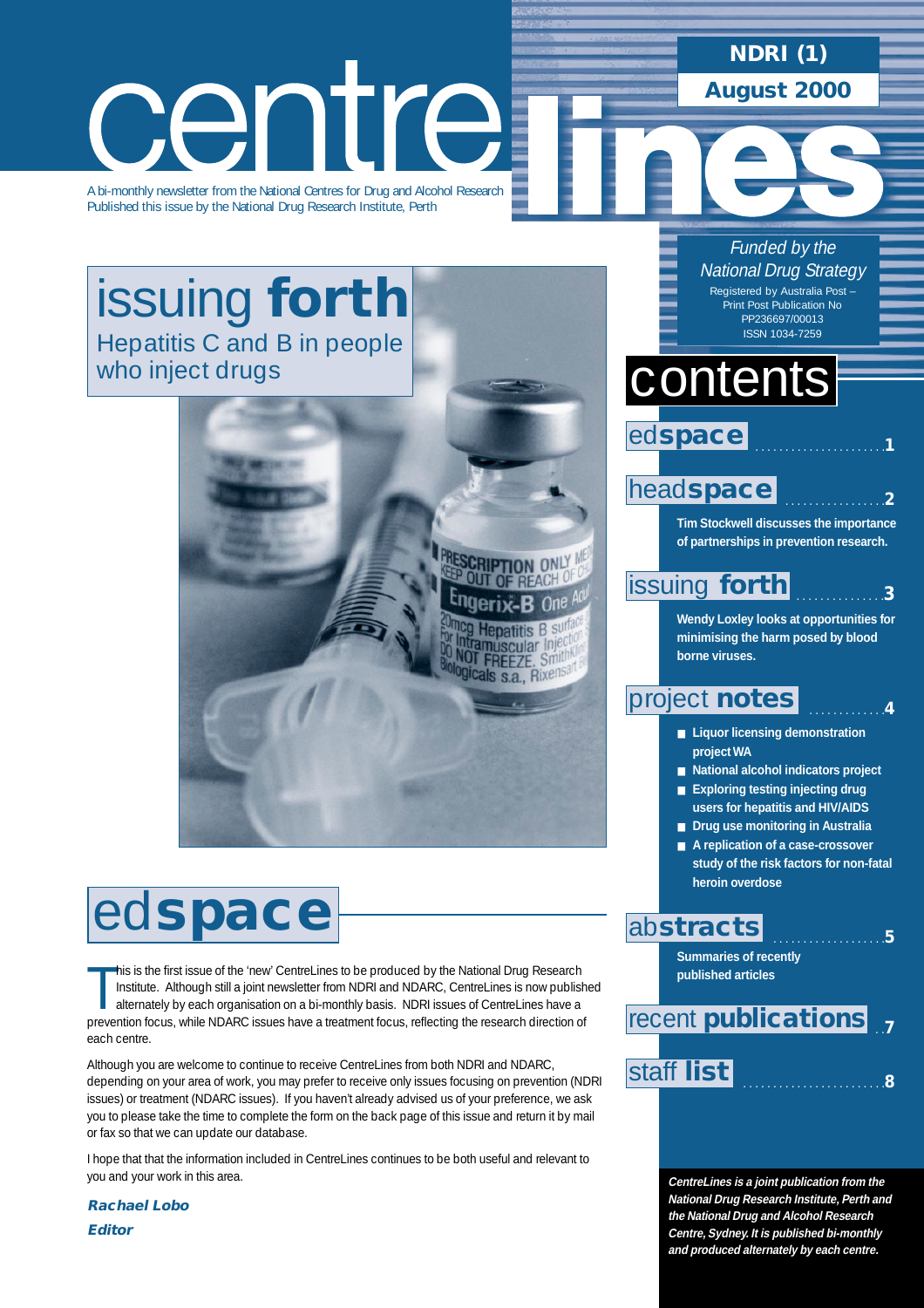# centrelines

**NDRI (1)**

**August 2000**

A bi-monthly newsletter from the National Centres for Drug and Alcohol Research
Published this issue by the National Drug Research Institute, Perth

*Funded by the National Drug Strategy*

Registered by Australia Post – Print Post Publication No PP236697/00013
ISSN 1034-7259

## issuing **forth**

Hepatitis C and B in people who inject drugs

# contents

**edspace** ........ 1

**headspace** ........ 2

**Tim Stockwell discusses the importance of partnerships in prevention research.**

**issuing forth** ........ 3

**Wendy Loxley looks at opportunities for minimising the harm posed by blood borne viruses.**

**project notes** ........ 4

- **Liquor licensing demonstration project WA**
- **National alcohol indicators project**
- **Exploring testing injecting drug users for hepatitis and HIV/AIDS**
- **Drug use monitoring in Australia**
- **A replication of a case-crossover study of the risk factors for non-fatal heroin overdose**

**abstracts** ........ 5

**Summaries of recently published articles**

**recent publications** ........ 7

**staff list** ........ 8

***CentreLines is a joint publication from the National Drug Research Institute, Perth and the National Drug and Alcohol Research Centre, Sydney. It is published bi-monthly and produced alternately by each centre.***

# ed**space**

This is the first issue of the 'new' CentreLines to be produced by the National Drug Research Institute. Although still a joint newsletter from NDRI and NDARC, CentreLines is now published alternately by each organisation on a bi-monthly basis. NDRI issues of CentreLines have a prevention focus, while NDARC issues have a treatment focus, reflecting the research direction of each centre.

Although you are welcome to continue to receive CentreLines from both NDRI and NDARC, depending on your area of work, you may prefer to receive only issues focusing on prevention (NDRI issues) or treatment (NDARC issues). If you haven't already advised us of your preference, we ask you to please take the time to complete the form on the back page of this issue and return it by mail or fax so that we can update our database.

I hope that that the information included in CentreLines continues to be both useful and relevant to you and your work in this area.

***Rachael Lobo***
***Editor***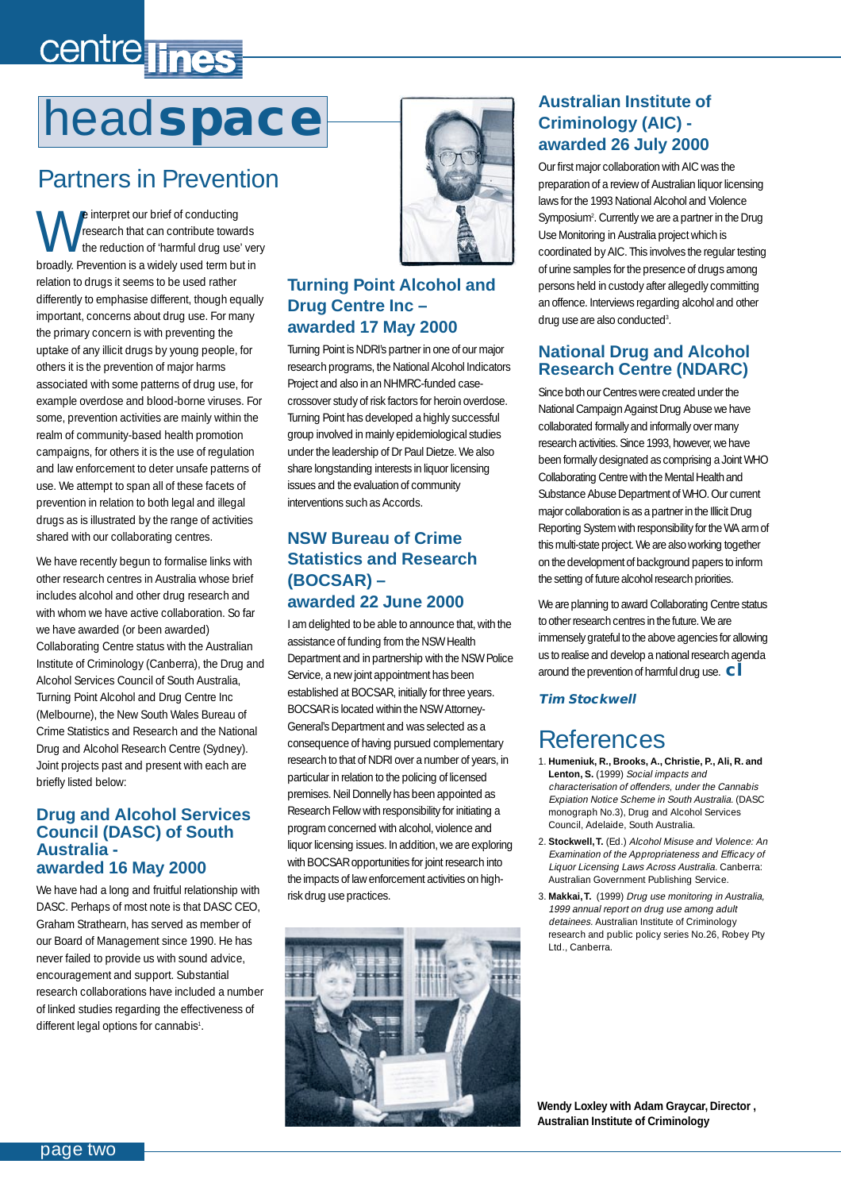# headspace

## Partners in Prevention

We interpret our brief of conducting research that can contribute towards the reduction of 'harmful drug use' very broadly. Prevention is a widely used term but in relation to drugs it seems to be used rather differently to emphasise different, though equally important, concerns about drug use. For many the primary concern is with preventing the uptake of any illicit drugs by young people, for others it is the prevention of major harms associated with some patterns of drug use, for example overdose and blood-borne viruses. For some, prevention activities are mainly within the realm of community-based health promotion campaigns, for others it is the use of regulation and law enforcement to deter unsafe patterns of use. We attempt to span all of these facets of prevention in relation to both legal and illegal drugs as is illustrated by the range of activities shared with our collaborating centres.

We have recently begun to formalise links with other research centres in Australia whose brief includes alcohol and other drug research and with whom we have active collaboration. So far we have awarded (or been awarded) Collaborating Centre status with the Australian Institute of Criminology (Canberra), the Drug and Alcohol Services Council of South Australia, Turning Point Alcohol and Drug Centre Inc (Melbourne), the New South Wales Bureau of Crime Statistics and Research and the National Drug and Alcohol Research Centre (Sydney). Joint projects past and present with each are briefly listed below:

### Drug and Alcohol Services Council (DASC) of South Australia - awarded 16 May 2000

We have had a long and fruitful relationship with DASC. Perhaps of most note is that DASC CEO, Graham Strathearn, has served as member of our Board of Management since 1990. He has never failed to provide us with sound advice, encouragement and support. Substantial research collaborations have included a number of linked studies regarding the effectiveness of different legal options for cannabis[1].

### Turning Point Alcohol and Drug Centre Inc – awarded 17 May 2000

Turning Point is NDRI's partner in one of our major research programs, the National Alcohol Indicators Project and also in an NHMRC-funded case-crossover study of risk factors for heroin overdose. Turning Point has developed a highly successful group involved in mainly epidemiological studies under the leadership of Dr Paul Dietze. We also share longstanding interests in liquor licensing issues and the evaluation of community interventions such as Accords.

### NSW Bureau of Crime Statistics and Research (BOCSAR) – awarded 22 June 2000

I am delighted to be able to announce that, with the assistance of funding from the NSW Health Department and in partnership with the NSW Police Service, a new joint appointment has been established at BOCSAR, initially for three years. BOCSAR is located within the NSW Attorney-General's Department and was selected as a consequence of having pursued complementary research to that of NDRI over a number of years, in particular in relation to the policing of licensed premises. Neil Donnelly has been appointed as Research Fellow with responsibility for initiating a program concerned with alcohol, violence and liquor licensing issues. In addition, we are exploring with BOCSAR opportunities for joint research into the impacts of law enforcement activities on high-risk drug use practices.

### Australian Institute of Criminology (AIC) - awarded 26 July 2000

Our first major collaboration with AIC was the preparation of a review of Australian liquor licensing laws for the 1993 National Alcohol and Violence Symposium[2]. Currently we are a partner in the Drug Use Monitoring in Australia project which is coordinated by AIC. This involves the regular testing of urine samples for the presence of drugs among persons held in custody after allegedly committing an offence. Interviews regarding alcohol and other drug use are also conducted[3].

### National Drug and Alcohol Research Centre (NDARC)

Since both our Centres were created under the National Campaign Against Drug Abuse we have collaborated formally and informally over many research activities. Since 1993, however, we have been formally designated as comprising a Joint WHO Collaborating Centre with the Mental Health and Substance Abuse Department of WHO. Our current major collaboration is as a partner in the Illicit Drug Reporting System with responsibility for the WA arm of this multi-state project. We are also working together on the development of background papers to inform the setting of future alcohol research priorities.

We are planning to award Collaborating Centre status to other research centres in the future. We are immensely grateful to the above agencies for allowing us to realise and develop a national research agenda around the prevention of harmful drug use. **cl**

***Tim Stockwell***

## References

1. **Humeniuk, R., Brooks, A., Christie, P., Ali, R. and Lenton, S.** (1999) *Social impacts and characterisation of offenders, under the Cannabis Expiation Notice Scheme in South Australia.* (DASC monograph No.3), Drug and Alcohol Services Council, Adelaide, South Australia.
2. **Stockwell, T.** (Ed.) *Alcohol Misuse and Violence: An Examination of the Appropriateness and Efficacy of Liquor Licensing Laws Across Australia.* Canberra: Australian Government Publishing Service.
3. **Makkai, T.** (1999) *Drug use monitoring in Australia, 1999 annual report on drug use among adult detainees.* Australian Institute of Criminology research and public policy series No.26, Robey Pty Ltd., Canberra.

**Wendy Loxley with Adam Graycar, Director, Australian Institute of Criminology**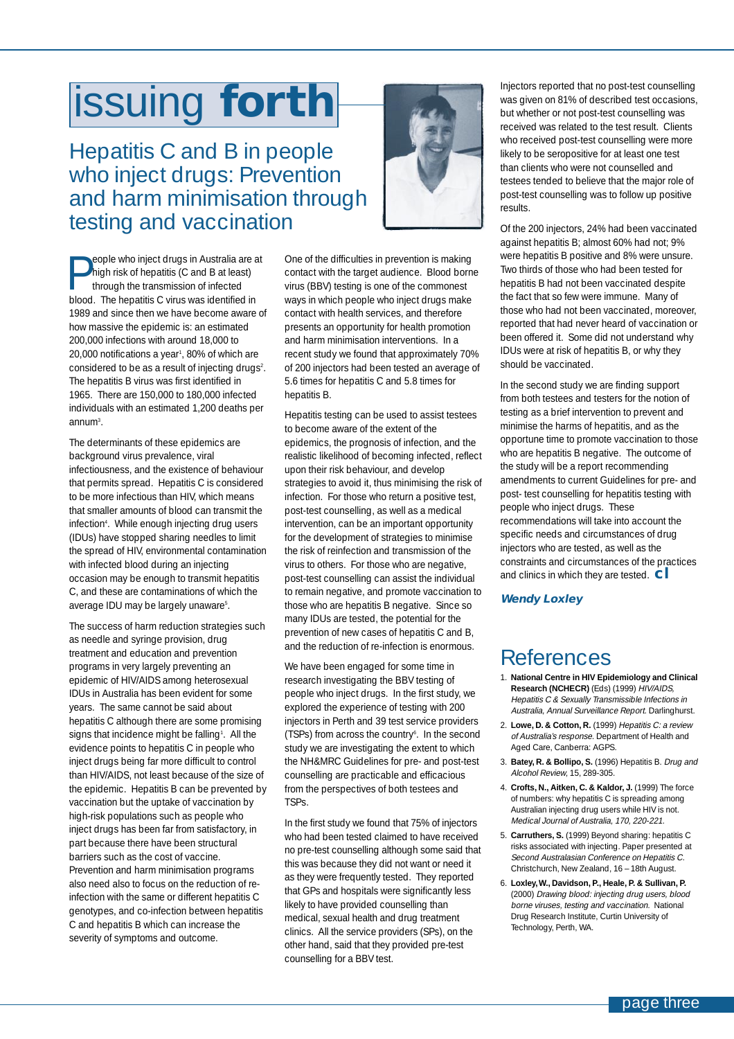# issuing forth

## Hepatitis C and B in people who inject drugs: Prevention and harm minimisation through testing and vaccination

People who inject drugs in Australia are at high risk of hepatitis (C and B at least) through the transmission of infected blood. The hepatitis C virus was identified in 1989 and since then we have become aware of how massive the epidemic is: an estimated 200,000 infections with around 18,000 to 20,000 notifications a year[1], 80% of which are considered to be as a result of injecting drugs[2]. The hepatitis B virus was first identified in 1965. There are 150,000 to 180,000 infected individuals with an estimated 1,200 deaths per annum[3].

The determinants of these epidemics are background virus prevalence, viral infectiousness, and the existence of behaviour that permits spread. Hepatitis C is considered to be more infectious than HIV, which means that smaller amounts of blood can transmit the infection[4]. While enough injecting drug users (IDUs) have stopped sharing needles to limit the spread of HIV, environmental contamination with infected blood during an injecting occasion may be enough to transmit hepatitis C, and these are contaminations of which the average IDU may be largely unaware[5].

The success of harm reduction strategies such as needle and syringe provision, drug treatment and education and prevention programs in very largely preventing an epidemic of HIV/AIDS among heterosexual IDUs in Australia has been evident for some years. The same cannot be said about hepatitis C although there are some promising signs that incidence might be falling[1]. All the evidence points to hepatitis C in people who inject drugs being far more difficult to control than HIV/AIDS, not least because of the size of the epidemic. Hepatitis B can be prevented by vaccination but the uptake of vaccination by high-risk populations such as people who inject drugs has been far from satisfactory, in part because there have been structural barriers such as the cost of vaccine. Prevention and harm minimisation programs also need also to focus on the reduction of re-infection with the same or different hepatitis C genotypes, and co-infection between hepatitis C and hepatitis B which can increase the severity of symptoms and outcome.

One of the difficulties in prevention is making contact with the target audience. Blood borne virus (BBV) testing is one of the commonest ways in which people who inject drugs make contact with health services, and therefore presents an opportunity for health promotion and harm minimisation interventions. In a recent study we found that approximately 70% of 200 injectors had been tested an average of 5.6 times for hepatitis C and 5.8 times for hepatitis B.

Hepatitis testing can be used to assist testees to become aware of the extent of the epidemics, the prognosis of infection, and the realistic likelihood of becoming infected, reflect upon their risk behaviour, and develop strategies to avoid it, thus minimising the risk of infection. For those who return a positive test, post-test counselling, as well as a medical intervention, can be an important opportunity for the development of strategies to minimise the risk of reinfection and transmission of the virus to others. For those who are negative, post-test counselling can assist the individual to remain negative, and promote vaccination to those who are hepatitis B negative. Since so many IDUs are tested, the potential for the prevention of new cases of hepatitis C and B, and the reduction of re-infection is enormous.

We have been engaged for some time in research investigating the BBV testing of people who inject drugs. In the first study, we explored the experience of testing with 200 injectors in Perth and 39 test service providers (TSPs) from across the country[6]. In the second study we are investigating the extent to which the NH&MRC Guidelines for pre- and post-test counselling are practicable and efficacious from the perspectives of both testees and TSPs.

In the first study we found that 75% of injectors who had been tested claimed to have received no pre-test counselling although some said that this was because they did not want or need it as they were frequently tested. They reported that GPs and hospitals were significantly less likely to have provided counselling than medical, sexual health and drug treatment clinics. All the service providers (SPs), on the other hand, said that they provided pre-test counselling for a BBV test.

Injectors reported that no post-test counselling was given on 81% of described test occasions, but whether or not post-test counselling was received was related to the test result. Clients who received post-test counselling were more likely to be seropositive for at least one test than clients who were not counselled and testees tended to believe that the major role of post-test counselling was to follow up positive results.

Of the 200 injectors, 24% had been vaccinated against hepatitis B; almost 60% had not; 9% were hepatitis B positive and 8% were unsure. Two thirds of those who had been tested for hepatitis B had not been vaccinated despite the fact that so few were immune. Many of those who had not been vaccinated, moreover, reported that had never heard of vaccination or been offered it. Some did not understand why IDUs were at risk of hepatitis B, or why they should be vaccinated.

In the second study we are finding support from both testees and testers for the notion of testing as a brief intervention to prevent and minimise the harms of hepatitis, and as the opportune time to promote vaccination to those who are hepatitis B negative. The outcome of the study will be a report recommending amendments to current Guidelines for pre- and post- test counselling for hepatitis testing with people who inject drugs. These recommendations will take into account the specific needs and circumstances of drug injectors who are tested, as well as the constraints and circumstances of the practices and clinics in which they are tested.

***Wendy Loxley***

## References

1. **National Centre in HIV Epidemiology and Clinical Research (NCHECR)** (Eds) (1999) *HIV/AIDS, Hepatitis C & Sexually Transmissible Infections in Australia, Annual Surveillance Report.* Darlinghurst.
2. **Lowe, D. & Cotton, R.** (1999) *Hepatitis C: a review of Australia's response.* Department of Health and Aged Care, Canberra: AGPS.
3. **Batey, R. & Bollipo, S.** (1996) Hepatitis B. *Drug and Alcohol Review,* 15, 289-305.
4. **Crofts, N., Aitken, C. & Kaldor, J.** (1999) The force of numbers: why hepatitis C is spreading among Australian injecting drug users while HIV is not. *Medical Journal of Australia, 170, 220-221.*
5. **Carruthers, S.** (1999) Beyond sharing: hepatitis C risks associated with injecting. Paper presented at *Second Australasian Conference on Hepatitis C.* Christchurch, New Zealand, 16 – 18th August.
6. **Loxley, W., Davidson, P., Heale, P. & Sullivan, P.** (2000) *Drawing blood: injecting drug users, blood borne viruses, testing and vaccination.* National Drug Research Institute, Curtin University of Technology, Perth, WA.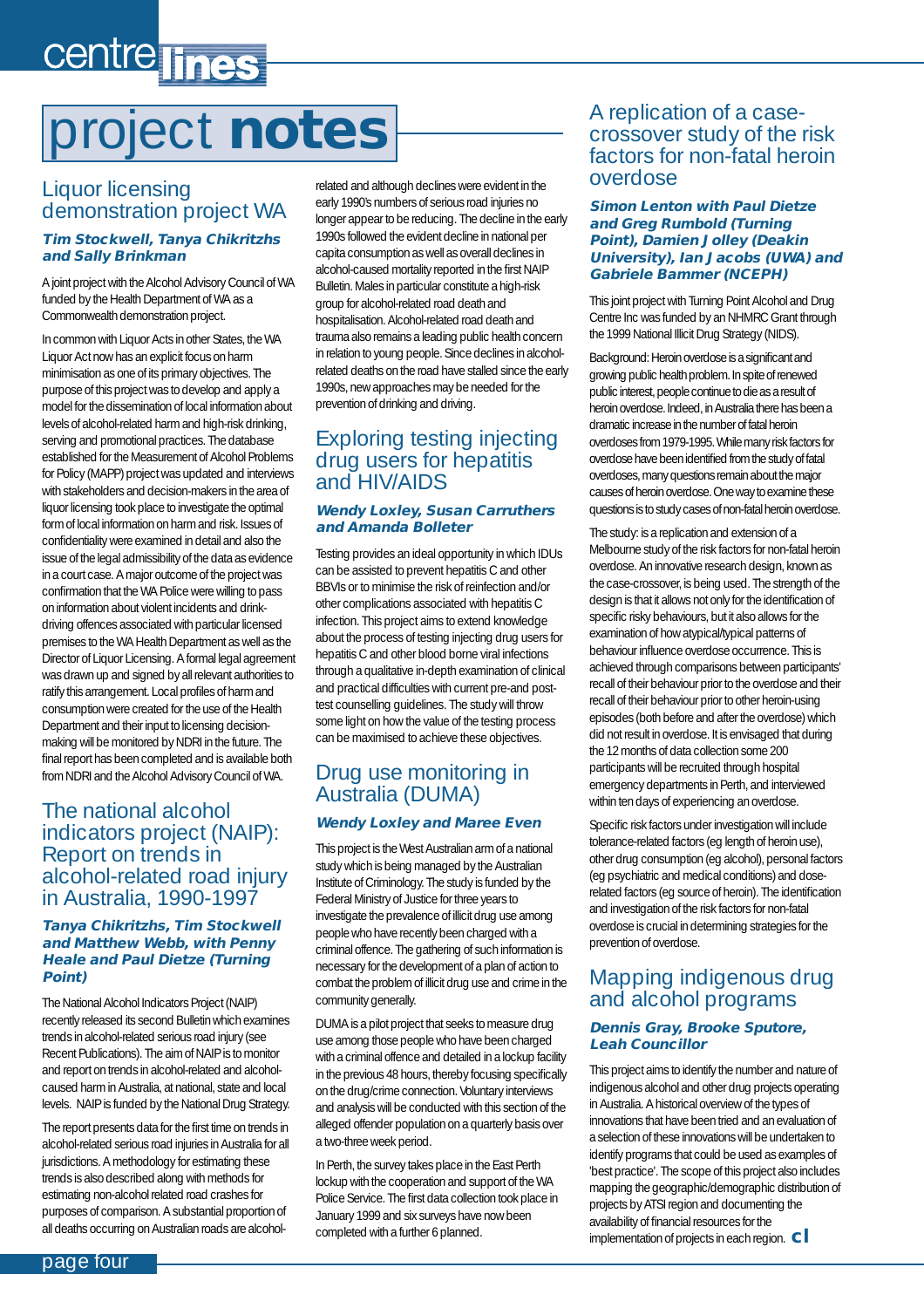# project notes

## Liquor licensing demonstration project WA

***Tim Stockwell, Tanya Chikritzhs and Sally Brinkman***

A joint project with the Alcohol Advisory Council of WA funded by the Health Department of WA as a Commonwealth demonstration project.

In common with Liquor Acts in other States, the WA Liquor Act now has an explicit focus on harm minimisation as one of its primary objectives. The purpose of this project was to develop and apply a model for the dissemination of local information about levels of alcohol-related harm and high-risk drinking, serving and promotional practices. The database established for the Measurement of Alcohol Problems for Policy (MAPP) project was updated and interviews with stakeholders and decision-makers in the area of liquor licensing took place to investigate the optimal form of local information on harm and risk. Issues of confidentiality were examined in detail and also the issue of the legal admissibility of the data as evidence in a court case. A major outcome of the project was confirmation that the WA Police were willing to pass on information about violent incidents and drink-driving offences associated with particular licensed premises to the WA Health Department as well as the Director of Liquor Licensing. A formal legal agreement was drawn up and signed by all relevant authorities to ratify this arrangement. Local profiles of harm and consumption were created for the use of the Health Department and their input to licensing decision-making will be monitored by NDRI in the future. The final report has been completed and is available both from NDRI and the Alcohol Advisory Council of WA.

## The national alcohol indicators project (NAIP): Report on trends in alcohol-related road injury in Australia, 1990-1997

***Tanya Chikritzhs, Tim Stockwell and Matthew Webb, with Penny Heale and Paul Dietze (Turning Point)***

The National Alcohol Indicators Project (NAIP) recently released its second Bulletin which examines trends in alcohol-related serious road injury (see Recent Publications). The aim of NAIP is to monitor and report on trends in alcohol-related and alcohol-caused harm in Australia, at national, state and local levels. NAIP is funded by the National Drug Strategy.

The report presents data for the first time on trends in alcohol-related serious road injuries in Australia for all jurisdictions. A methodology for estimating these trends is also described along with methods for estimating non-alcohol related road crashes for purposes of comparison. A substantial proportion of all deaths occurring on Australian roads are alcohol-related and although declines were evident in the early 1990's numbers of serious road injuries no longer appear to be reducing. The decline in the early 1990s followed the evident decline in national per capita consumption as well as overall declines in alcohol-caused mortality reported in the first NAIP Bulletin. Males in particular constitute a high-risk group for alcohol-related road death and hospitalisation. Alcohol-related road death and trauma also remains a leading public health concern in relation to young people. Since declines in alcohol-related deaths on the road have stalled since the early 1990s, new approaches may be needed for the prevention of drinking and driving.

## Exploring testing injecting drug users for hepatitis and HIV/AIDS

***Wendy Loxley, Susan Carruthers and Amanda Bolleter***

Testing provides an ideal opportunity in which IDUs can be assisted to prevent hepatitis C and other BBVIs or to minimise the risk of reinfection and/or other complications associated with hepatitis C infection. This project aims to extend knowledge about the process of testing injecting drug users for hepatitis C and other blood borne viral infections through a qualitative in-depth examination of clinical and practical difficulties with current pre-and post-test counselling guidelines. The study will throw some light on how the value of the testing process can be maximised to achieve these objectives.

## Drug use monitoring in Australia (DUMA)

***Wendy Loxley and Maree Even***

This project is the West Australian arm of a national study which is being managed by the Australian Institute of Criminology. The study is funded by the Federal Ministry of Justice for three years to investigate the prevalence of illicit drug use among people who have recently been charged with a criminal offence. The gathering of such information is necessary for the development of a plan of action to combat the problem of illicit drug use and crime in the community generally.

DUMA is a pilot project that seeks to measure drug use among those people who have been charged with a criminal offence and detailed in a lockup facility in the previous 48 hours, thereby focusing specifically on the drug/crime connection. Voluntary interviews and analysis will be conducted with this section of the alleged offender population on a quarterly basis over a two-three week period.

In Perth, the survey takes place in the East Perth lockup with the cooperation and support of the WA Police Service. The first data collection took place in January 1999 and six surveys have now been completed with a further 6 planned.

## A replication of a case-crossover study of the risk factors for non-fatal heroin overdose

***Simon Lenton with Paul Dietze and Greg Rumbold (Turning Point), Damien Jolley (Deakin University), Ian Jacobs (UWA) and Gabriele Bammer (NCEPH)***

This joint project with Turning Point Alcohol and Drug Centre Inc was funded by an NHMRC Grant through the 1999 National Illicit Drug Strategy (NIDS).

Background: Heroin overdose is a significant and growing public health problem. In spite of renewed public interest, people continue to die as a result of heroin overdose. Indeed, in Australia there has been a dramatic increase in the number of fatal heroin overdoses from 1979-1995. While many risk factors for overdose have been identified from the study of fatal overdoses, many questions remain about the major causes of heroin overdose. One way to examine these questions is to study cases of non-fatal heroin overdose.

The study: is a replication and extension of a Melbourne study of the risk factors for non-fatal heroin overdose. An innovative research design, known as the case-crossover, is being used. The strength of the design is that it allows not only for the identification of specific risky behaviours, but it also allows for the examination of how atypical/typical patterns of behaviour influence overdose occurrence. This is achieved through comparisons between participants' recall of their behaviour prior to the overdose and their recall of their behaviour prior to other heroin-using episodes (both before and after the overdose) which did not result in overdose. It is envisaged that during the 12 months of data collection some 200 participants will be recruited through hospital emergency departments in Perth, and interviewed within ten days of experiencing an overdose.

Specific risk factors under investigation will include tolerance-related factors (eg length of heroin use), other drug consumption (eg alcohol), personal factors (eg psychiatric and medical conditions) and dose-related factors (eg source of heroin). The identification and investigation of the risk factors for non-fatal overdose is crucial in determining strategies for the prevention of overdose.

## Mapping indigenous drug and alcohol programs

***Dennis Gray, Brooke Sputore, Leah Councillor***

This project aims to identify the number and nature of indigenous alcohol and other drug projects operating in Australia. A historical overview of the types of innovations that have been tried and an evaluation of a selection of these innovations will be undertaken to identify programs that could be used as examples of 'best practice'. The scope of this project also includes mapping the geographic/demographic distribution of projects by ATSI region and documenting the availability of financial resources for the implementation of projects in each region. **cl**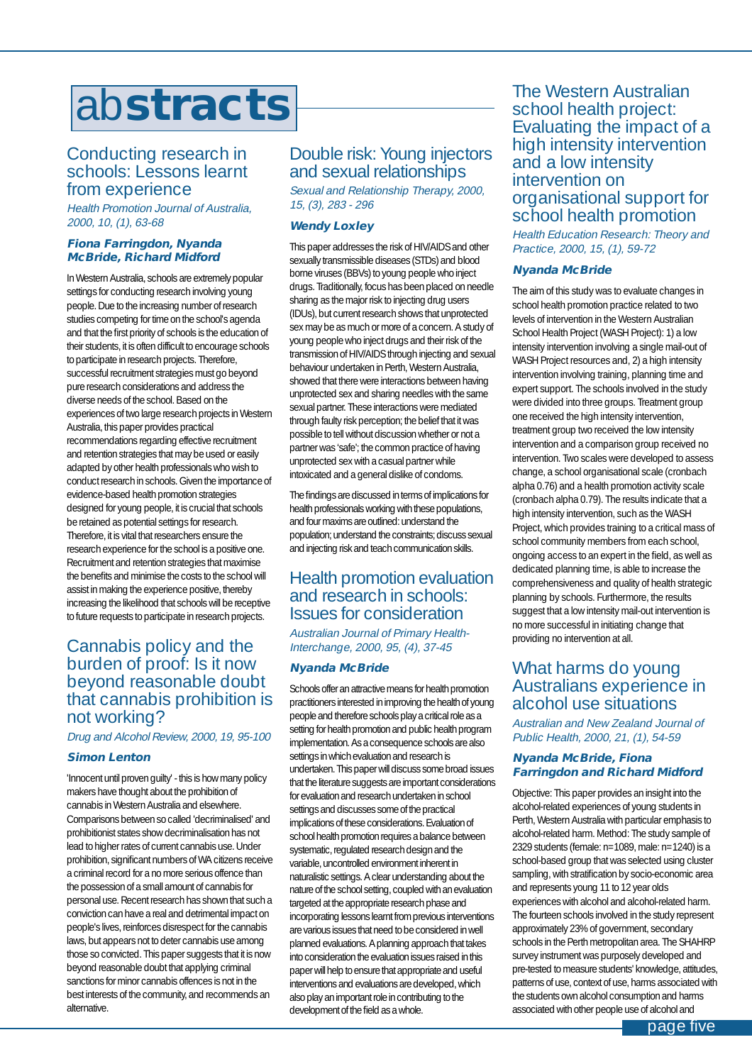# abstracts

## Conducting research in schools: Lessons learnt from experience

*Health Promotion Journal of Australia, 2000, 10, (1), 63-68*

**Fiona Farringdon, Nyanda McBride, Richard Midford**

In Western Australia, schools are extremely popular settings for conducting research involving young people. Due to the increasing number of research studies competing for time on the school's agenda and that the first priority of schools is the education of their students, it is often difficult to encourage schools to participate in research projects. Therefore, successful recruitment strategies must go beyond pure research considerations and address the diverse needs of the school. Based on the experiences of two large research projects in Western Australia, this paper provides practical recommendations regarding effective recruitment and retention strategies that may be used or easily adapted by other health professionals who wish to conduct research in schools. Given the importance of evidence-based health promotion strategies designed for young people, it is crucial that schools be retained as potential settings for research. Therefore, it is vital that researchers ensure the research experience for the school is a positive one. Recruitment and retention strategies that maximise the benefits and minimise the costs to the school will assist in making the experience positive, thereby increasing the likelihood that schools will be receptive to future requests to participate in research projects.

## Cannabis policy and the burden of proof: Is it now beyond reasonable doubt that cannabis prohibition is not working?

*Drug and Alcohol Review, 2000, 19, 95-100*

**Simon Lenton**

'Innocent until proven guilty' - this is how many policy makers have thought about the prohibition of cannabis in Western Australia and elsewhere. Comparisons between so called 'decriminalised' and prohibitionist states show decriminalisation has not lead to higher rates of current cannabis use. Under prohibition, significant numbers of WA citizens receive a criminal record for a no more serious offence than the possession of a small amount of cannabis for personal use. Recent research has shown that such a conviction can have a real and detrimental impact on people's lives, reinforces disrespect for the cannabis laws, but appears not to deter cannabis use among those so convicted. This paper suggests that it is now beyond reasonable doubt that applying criminal sanctions for minor cannabis offences is not in the best interests of the community, and recommends an alternative.

## Double risk: Young injectors and sexual relationships

*Sexual and Relationship Therapy, 2000, 15, (3), 283 - 296*

**Wendy Loxley**

This paper addresses the risk of HIV/AIDS and other sexually transmissible diseases (STDs) and blood borne viruses (BBVs) to young people who inject drugs. Traditionally, focus has been placed on needle sharing as the major risk to injecting drug users (IDUs), but current research shows that unprotected sex may be as much or more of a concern. A study of young people who inject drugs and their risk of the transmission of HIV/AIDS through injecting and sexual behaviour undertaken in Perth, Western Australia, showed that there were interactions between having unprotected sex and sharing needles with the same sexual partner. These interactions were mediated through faulty risk perception; the belief that it was possible to tell without discussion whether or not a partner was 'safe'; the common practice of having unprotected sex with a casual partner while intoxicated and a general dislike of condoms.

The findings are discussed in terms of implications for health professionals working with these populations, and four maxims are outlined: understand the population; understand the constraints; discuss sexual and injecting risk and teach communication skills.

## Health promotion evaluation and research in schools: Issues for consideration

*Australian Journal of Primary Health-Interchange, 2000, 95, (4), 37-45*

**Nyanda McBride**

Schools offer an attractive means for health promotion practitioners interested in improving the health of young people and therefore schools play a critical role as a setting for health promotion and public health program implementation. As a consequence schools are also settings in which evaluation and research is undertaken. This paper will discuss some broad issues that the literature suggests are important considerations for evaluation and research undertaken in school settings and discusses some of the practical implications of these considerations. Evaluation of school health promotion requires a balance between systematic, regulated research design and the variable, uncontrolled environment inherent in naturalistic settings. A clear understanding about the nature of the school setting, coupled with an evaluation targeted at the appropriate research phase and incorporating lessons learnt from previous interventions are various issues that need to be considered in well planned evaluations. A planning approach that takes into consideration the evaluation issues raised in this paper will help to ensure that appropriate and useful interventions and evaluations are developed, which also play an important role in contributing to the development of the field as a whole.

## The Western Australian school health project: Evaluating the impact of a high intensity intervention and a low intensity intervention on organisational support for school health promotion

*Health Education Research: Theory and Practice, 2000, 15, (1), 59-72*

**Nyanda McBride**

The aim of this study was to evaluate changes in school health promotion practice related to two levels of intervention in the Western Australian School Health Project (WASH Project): 1) a low intensity intervention involving a single mail-out of WASH Project resources and, 2) a high intensity intervention involving training, planning time and expert support. The schools involved in the study were divided into three groups. Treatment group one received the high intensity intervention, treatment group two received the low intensity intervention and a comparison group received no intervention. Two scales were developed to assess change, a school organisational scale (cronbach alpha 0.76) and a health promotion activity scale (cronbach alpha 0.79). The results indicate that a high intensity intervention, such as the WASH Project, which provides training to a critical mass of school community members from each school, ongoing access to an expert in the field, as well as dedicated planning time, is able to increase the comprehensiveness and quality of health strategic planning by schools. Furthermore, the results suggest that a low intensity mail-out intervention is no more successful in initiating change that providing no intervention at all.

## What harms do young Australians experience in alcohol use situations

*Australian and New Zealand Journal of Public Health, 2000, 21, (1), 54-59*

**Nyanda McBride, Fiona Farringdon and Richard Midford**

Objective: This paper provides an insight into the alcohol-related experiences of young students in Perth, Western Australia with particular emphasis to alcohol-related harm. Method: The study sample of 2329 students (female: n=1089, male: n=1240) is a school-based group that was selected using cluster sampling, with stratification by socio-economic area and represents young 11 to 12 year olds experiences with alcohol and alcohol-related harm. The fourteen schools involved in the study represent approximately 23% of government, secondary schools in the Perth metropolitan area. The SHAHRP survey instrument was purposely developed and pre-tested to measure students' knowledge, attitudes, patterns of use, context of use, harms associated with the students own alcohol consumption and harms associated with other people use of alcohol and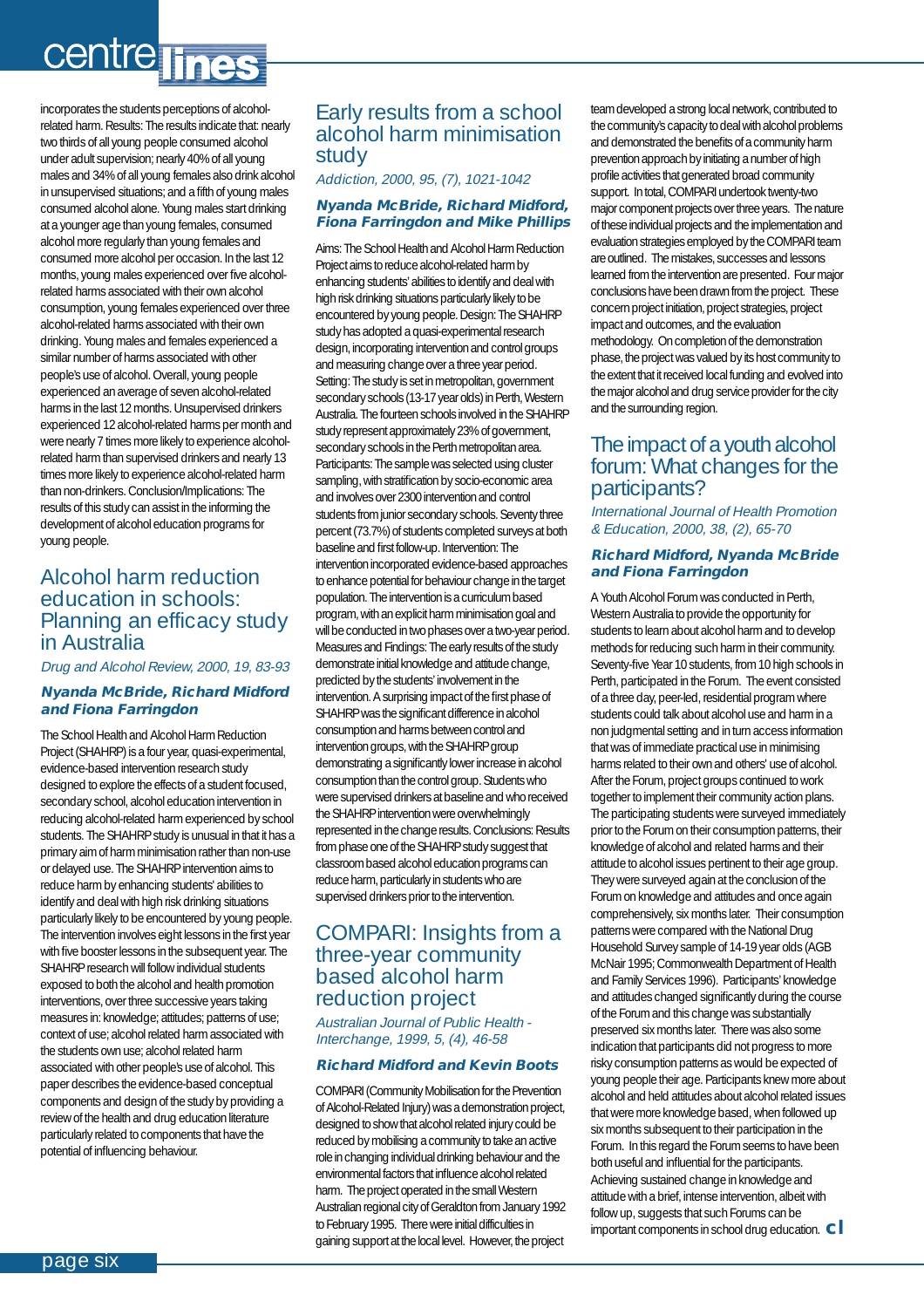incorporates the students perceptions of alcohol-related harm. Results: The results indicate that: nearly two thirds of all young people consumed alcohol under adult supervision; nearly 40% of all young males and 34% of all young females also drink alcohol in unsupervised situations; and a fifth of young males consumed alcohol alone. Young males start drinking at a younger age than young females, consumed alcohol more regularly than young females and consumed more alcohol per occasion. In the last 12 months, young males experienced over five alcohol-related harms associated with their own alcohol consumption, young females experienced over three alcohol-related harms associated with their own drinking. Young males and females experienced a similar number of harms associated with other people's use of alcohol. Overall, young people experienced an average of seven alcohol-related harms in the last 12 months. Unsupervised drinkers experienced 12 alcohol-related harms per month and were nearly 7 times more likely to experience alcohol-related harm than supervised drinkers and nearly 13 times more likely to experience alcohol-related harm than non-drinkers. Conclusion/Implications: The results of this study can assist in the informing the development of alcohol education programs for young people.

## Alcohol harm reduction education in schools: Planning an efficacy study in Australia

*Drug and Alcohol Review, 2000, 19, 83-93*

**Nyanda McBride, Richard Midford and Fiona Farringdon**

The School Health and Alcohol Harm Reduction Project (SHAHRP) is a four year, quasi-experimental, evidence-based intervention research study designed to explore the effects of a student focused, secondary school, alcohol education intervention in reducing alcohol-related harm experienced by school students. The SHAHRP study is unusual in that it has a primary aim of harm minimisation rather than non-use or delayed use. The SHAHRP intervention aims to reduce harm by enhancing students' abilities to identify and deal with high risk drinking situations particularly likely to be encountered by young people. The intervention involves eight lessons in the first year with five booster lessons in the subsequent year. The SHAHRP research will follow individual students exposed to both the alcohol and health promotion interventions, over three successive years taking measures in: knowledge; attitudes; patterns of use; context of use; alcohol related harm associated with the students own use; alcohol related harm associated with other people's use of alcohol. This paper describes the evidence-based conceptual components and design of the study by providing a review of the health and drug education literature particularly related to components that have the potential of influencing behaviour.

## Early results from a school alcohol harm minimisation study

*Addiction, 2000, 95, (7), 1021-1042*

**Nyanda McBride, Richard Midford, Fiona Farringdon and Mike Phillips**

Aims: The School Health and Alcohol Harm Reduction Project aims to reduce alcohol-related harm by enhancing students' abilities to identify and deal with high risk drinking situations particularly likely to be encountered by young people. Design: The SHAHRP study has adopted a quasi-experimental research design, incorporating intervention and control groups and measuring change over a three year period. Setting: The study is set in metropolitan, government secondary schools (13-17 year olds) in Perth, Western Australia. The fourteen schools involved in the SHAHRP study represent approximately 23% of government, secondary schools in the Perth metropolitan area. Participants: The sample was selected using cluster sampling, with stratification by socio-economic area and involves over 2300 intervention and control students from junior secondary schools. Seventy three percent (73.7%) of students completed surveys at both baseline and first follow-up. Intervention: The intervention incorporated evidence-based approaches to enhance potential for behaviour change in the target population. The intervention is a curriculum based program, with an explicit harm minimisation goal and will be conducted in two phases over a two-year period. Measures and Findings: The early results of the study demonstrate initial knowledge and attitude change, predicted by the students' involvement in the intervention. A surprising impact of the first phase of SHAHRP was the significant difference in alcohol consumption and harms between control and intervention groups, with the SHAHRP group demonstrating a significantly lower increase in alcohol consumption than the control group. Students who were supervised drinkers at baseline and who received the SHAHRP intervention were overwhelmingly represented in the change results. Conclusions: Results from phase one of the SHAHRP study suggest that classroom based alcohol education programs can reduce harm, particularly in students who are supervised drinkers prior to the intervention.

## COMPARI: Insights from a three-year community based alcohol harm reduction project

*Australian Journal of Public Health - Interchange, 1999, 5, (4), 46-58*

**Richard Midford and Kevin Boots**

COMPARI (Community Mobilisation for the Prevention of Alcohol-Related Injury) was a demonstration project, designed to show that alcohol related injury could be reduced by mobilising a community to take an active role in changing individual drinking behaviour and the environmental factors that influence alcohol related harm. The project operated in the small Western Australian regional city of Geraldton from January 1992 to February 1995. There were initial difficulties in gaining support at the local level. However, the project team developed a strong local network, contributed to the community's capacity to deal with alcohol problems and demonstrated the benefits of a community harm prevention approach by initiating a number of high profile activities that generated broad community support. In total, COMPARI undertook twenty-two major component projects over three years. The nature of these individual projects and the implementation and evaluation strategies employed by the COMPARI team are outlined. The mistakes, successes and lessons learned from the intervention are presented. Four major conclusions have been drawn from the project. These concern project initiation, project strategies, project impact and outcomes, and the evaluation methodology. On completion of the demonstration phase, the project was valued by its host community to the extent that it received local funding and evolved into the major alcohol and drug service provider for the city and the surrounding region.

## The impact of a youth alcohol forum: What changes for the participants?

*International Journal of Health Promotion & Education, 2000, 38, (2), 65-70*

**Richard Midford, Nyanda McBride and Fiona Farringdon**

A Youth Alcohol Forum was conducted in Perth, Western Australia to provide the opportunity for students to learn about alcohol harm and to develop methods for reducing such harm in their community. Seventy-five Year 10 students, from 10 high schools in Perth, participated in the Forum. The event consisted of a three day, peer-led, residential program where students could talk about alcohol use and harm in a non judgmental setting and in turn access information that was of immediate practical use in minimising harms related to their own and others' use of alcohol. After the Forum, project groups continued to work together to implement their community action plans. The participating students were surveyed immediately prior to the Forum on their consumption patterns, their knowledge of alcohol and related harms and their attitude to alcohol issues pertinent to their age group. They were surveyed again at the conclusion of the Forum on knowledge and attitudes and once again comprehensively, six months later. Their consumption patterns were compared with the National Drug Household Survey sample of 14-19 year olds (AGB McNair 1995; Commonwealth Department of Health and Family Services 1996). Participants' knowledge and attitudes changed significantly during the course of the Forum and this change was substantially preserved six months later. There was also some indication that participants did not progress to more risky consumption patterns as would be expected of young people their age. Participants knew more about alcohol and held attitudes about alcohol related issues that were more knowledge based, when followed up six months subsequent to their participation in the Forum. In this regard the Forum seems to have been both useful and influential for the participants. Achieving sustained change in knowledge and attitude with a brief, intense intervention, albeit with follow up, suggests that such Forums can be important components in school drug education.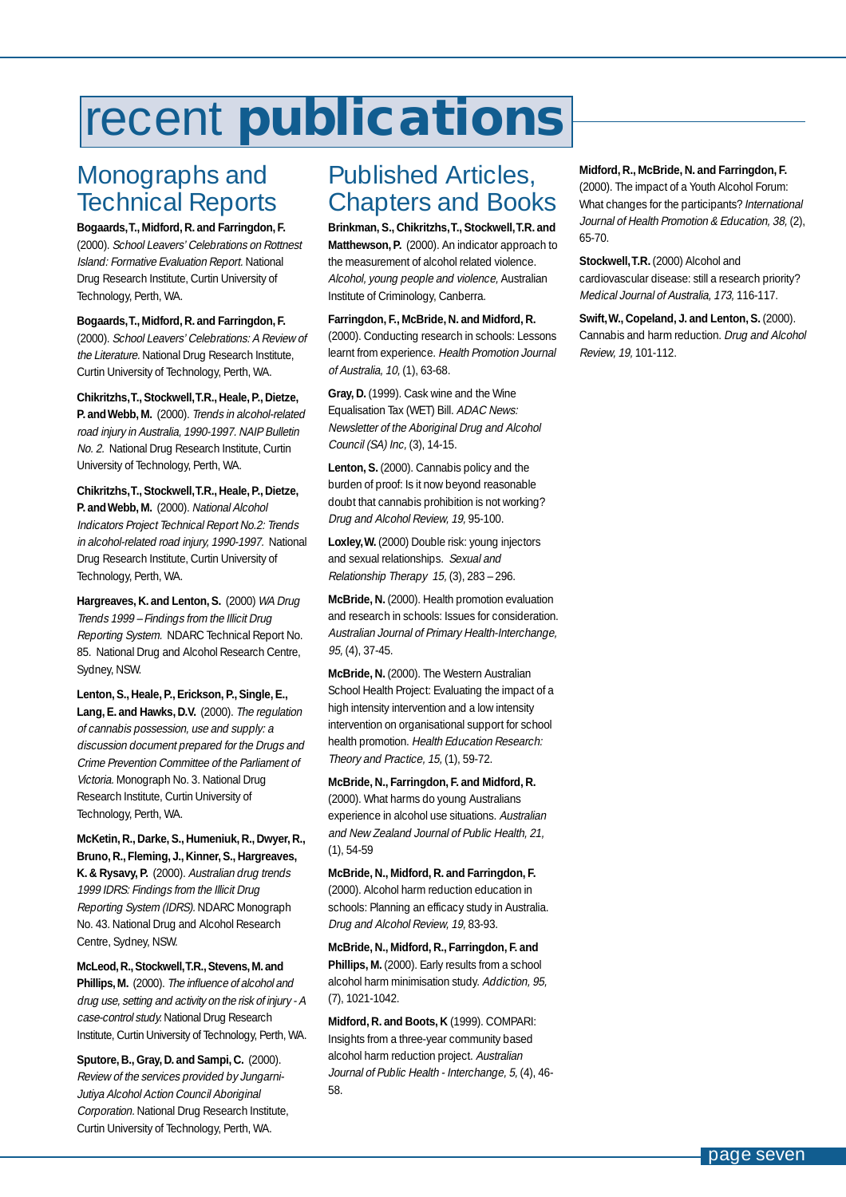# recent **publications**

## Monographs and Technical Reports

**Bogaards, T., Midford, R. and Farringdon, F.** (2000). *School Leavers' Celebrations on Rottnest Island: Formative Evaluation Report.* National Drug Research Institute, Curtin University of Technology, Perth, WA.

**Bogaards, T., Midford, R. and Farringdon, F.** (2000). *School Leavers' Celebrations: A Review of the Literature.* National Drug Research Institute, Curtin University of Technology, Perth, WA.

**Chikritzhs, T., Stockwell, T.R., Heale, P., Dietze, P. and Webb, M.** (2000). *Trends in alcohol-related road injury in Australia, 1990-1997. NAIP Bulletin No. 2.* National Drug Research Institute, Curtin University of Technology, Perth, WA.

**Chikritzhs, T., Stockwell, T.R., Heale, P., Dietze, P. and Webb, M.** (2000). *National Alcohol Indicators Project Technical Report No.2: Trends in alcohol-related road injury, 1990-1997.* National Drug Research Institute, Curtin University of Technology, Perth, WA.

**Hargreaves, K. and Lenton, S.** (2000) *WA Drug Trends 1999 – Findings from the Illicit Drug Reporting System.* NDARC Technical Report No. 85. National Drug and Alcohol Research Centre, Sydney, NSW.

**Lenton, S., Heale, P., Erickson, P., Single, E., Lang, E. and Hawks, D.V.** (2000). *The regulation of cannabis possession, use and supply: a discussion document prepared for the Drugs and Crime Prevention Committee of the Parliament of Victoria.* Monograph No. 3. National Drug Research Institute, Curtin University of Technology, Perth, WA.

**McKetin, R., Darke, S., Humeniuk, R., Dwyer, R., Bruno, R., Fleming, J., Kinner, S., Hargreaves, K. & Rysavy, P.** (2000). *Australian drug trends 1999 IDRS: Findings from the Illicit Drug Reporting System (IDRS).* NDARC Monograph No. 43. National Drug and Alcohol Research Centre, Sydney, NSW.

**McLeod, R., Stockwell, T.R., Stevens, M. and Phillips, M.** (2000). *The influence of alcohol and drug use, setting and activity on the risk of injury - A case-control study.* National Drug Research Institute, Curtin University of Technology, Perth, WA.

**Sputore, B., Gray, D. and Sampi, C.** (2000). *Review of the services provided by Jungarni-Jutiya Alcohol Action Council Aboriginal Corporation.* National Drug Research Institute, Curtin University of Technology, Perth, WA.

## Published Articles, Chapters and Books

**Brinkman, S., Chikritzhs, T., Stockwell, T.R. and Matthewson, P.** (2000). An indicator approach to the measurement of alcohol related violence. *Alcohol, young people and violence,* Australian Institute of Criminology, Canberra.

**Farringdon, F., McBride, N. and Midford, R.** (2000). Conducting research in schools: Lessons learnt from experience. *Health Promotion Journal of Australia, 10,* (1), 63-68.

**Gray, D.** (1999). Cask wine and the Wine Equalisation Tax (WET) Bill. *ADAC News: Newsletter of the Aboriginal Drug and Alcohol Council (SA) Inc,* (3), 14-15.

**Lenton, S.** (2000). Cannabis policy and the burden of proof: Is it now beyond reasonable doubt that cannabis prohibition is not working? *Drug and Alcohol Review, 19,* 95-100.

**Loxley, W.** (2000) Double risk: young injectors and sexual relationships. *Sexual and Relationship Therapy 15,* (3), 283 – 296.

**McBride, N.** (2000). Health promotion evaluation and research in schools: Issues for consideration. *Australian Journal of Primary Health-Interchange, 95,* (4), 37-45.

**McBride, N.** (2000). The Western Australian School Health Project: Evaluating the impact of a high intensity intervention and a low intensity intervention on organisational support for school health promotion. *Health Education Research: Theory and Practice, 15,* (1), 59-72.

**McBride, N., Farringdon, F. and Midford, R.** (2000). What harms do young Australians experience in alcohol use situations. *Australian and New Zealand Journal of Public Health, 21,* (1), 54-59

**McBride, N., Midford, R. and Farringdon, F.** (2000). Alcohol harm reduction education in schools: Planning an efficacy study in Australia. *Drug and Alcohol Review, 19,* 83-93.

**McBride, N., Midford, R., Farringdon, F. and Phillips, M.** (2000). Early results from a school alcohol harm minimisation study. *Addiction, 95,* (7), 1021-1042.

**Midford, R. and Boots, K** (1999). COMPARI: Insights from a three-year community based alcohol harm reduction project. *Australian Journal of Public Health - Interchange, 5,* (4), 46-58.

**Midford, R., McBride, N. and Farringdon, F.** (2000). The impact of a Youth Alcohol Forum: What changes for the participants? *International Journal of Health Promotion & Education, 38,* (2), 65-70.

**Stockwell, T.R.** (2000) Alcohol and cardiovascular disease: still a research priority? *Medical Journal of Australia, 173,* 116-117.

**Swift, W., Copeland, J. and Lenton, S.** (2000). Cannabis and harm reduction. *Drug and Alcohol Review, 19,* 101-112.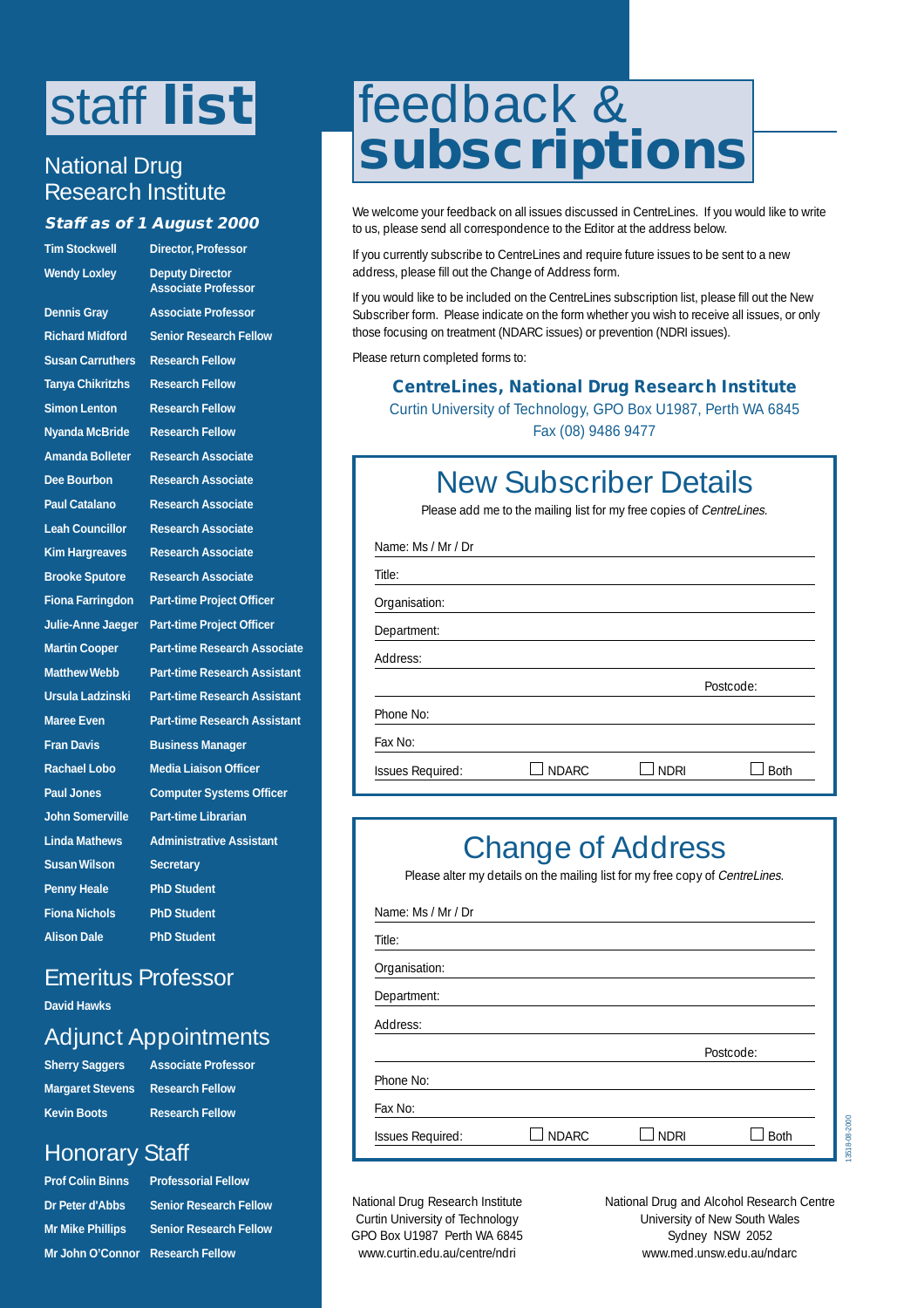# staff **list**

## National Drug Research Institute

### *Staff as of 1 August 2000*

| | |
|---|---|
| Tim Stockwell | Director, Professor |
| Wendy Loxley | Deputy Director Associate Professor |
| Dennis Gray | Associate Professor |
| Richard Midford | Senior Research Fellow |
| Susan Carruthers | Research Fellow |
| Tanya Chikritzhs | Research Fellow |
| Simon Lenton | Research Fellow |
| Nyanda McBride | Research Fellow |
| Amanda Bolleter | Research Associate |
| Dee Bourbon | Research Associate |
| Paul Catalano | Research Associate |
| Leah Councillor | Research Associate |
| Kim Hargreaves | Research Associate |
| Brooke Sputore | Research Associate |
| Fiona Farringdon | Part-time Project Officer |
| Julie-Anne Jaeger | Part-time Project Officer |
| Martin Cooper | Part-time Research Associate |
| Matthew Webb | Part-time Research Assistant |
| Ursula Ladzinski | Part-time Research Assistant |
| Maree Even | Part-time Research Assistant |
| Fran Davis | Business Manager |
| Rachael Lobo | Media Liaison Officer |
| Paul Jones | Computer Systems Officer |
| John Somerville | Part-time Librarian |
| Linda Mathews | Administrative Assistant |
| Susan Wilson | Secretary |
| Penny Heale | PhD Student |
| Fiona Nichols | PhD Student |
| Alison Dale | PhD Student |

## Emeritus Professor

David Hawks

## Adjunct Appointments

| | |
|---|---|
| Sherry Saggers | Associate Professor |
| Margaret Stevens | Research Fellow |
| Kevin Boots | Research Fellow |

## Honorary Staff

| | |
|---|---|
| Prof Colin Binns | Professorial Fellow |
| Dr Peter d'Abbs | Senior Research Fellow |
| Mr Mike Phillips | Senior Research Fellow |
| Mr John O'Connor | Research Fellow |

# feedback & **subscriptions**

We welcome your feedback on all issues discussed in CentreLines. If you would like to write to us, please send all correspondence to the Editor at the address below.

If you currently subscribe to CentreLines and require future issues to be sent to a new address, please fill out the Change of Address form.

If you would like to be included on the CentreLines subscription list, please fill out the New Subscriber form. Please indicate on the form whether you wish to receive all issues, or only those focusing on treatment (NDARC issues) or prevention (NDRI issues).

Please return completed forms to:

**CentreLines, National Drug Research Institute**
Curtin University of Technology, GPO Box U1987, Perth WA 6845
Fax (08) 9486 9477

## New Subscriber Details

Please add me to the mailing list for my free copies of *CentreLines.*

Name: Ms / Mr / Dr

Title:

Organisation:

Department:

Address:

Postcode:

Phone No:

Fax No:

Issues Required: ☐ NDARC ☐ NDRI ☐ Both

## Change of Address

Please alter my details on the mailing list for my free copy of *CentreLines.*

Name: Ms / Mr / Dr

Title:

Organisation:

Department:

Address:

Postcode:

Phone No:

Fax No:

Issues Required: ☐ NDARC ☐ NDRI ☐ Both

National Drug Research Institute
Curtin University of Technology
GPO Box U1987 Perth WA 6845
www.curtin.edu.au/centre/ndri

National Drug and Alcohol Research Centre
University of New South Wales
Sydney NSW 2052
www.med.unsw.edu.au/ndarc

13518-08-2000